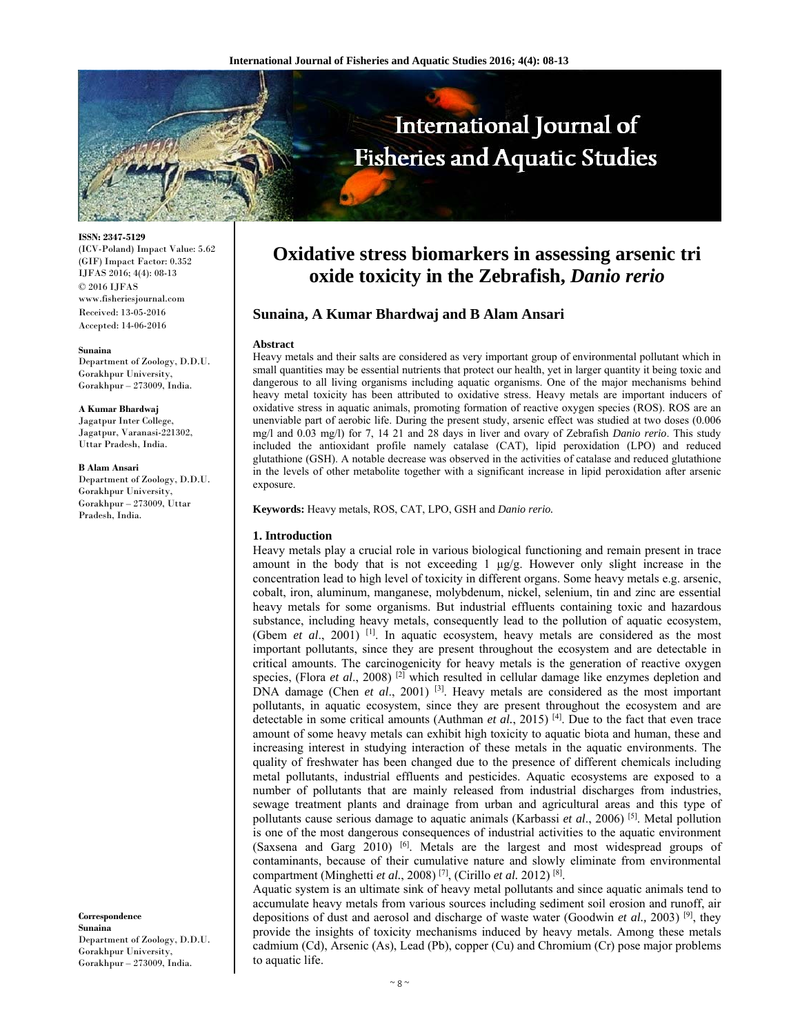# Oxidative stress biomarkers in assessing arsenic tri oxide toxicity in the Zebrafish, *Danio rerio*

**Sunaina, A Kumar Bhardwaj and B Alam Ansari**

ISSN: 2347-5129
(ICV-Poland) Impact Value: 5.62
(GIF) Impact Factor: 0.352
IJFAS 2016; 4(4): 08-13
© 2016 IJFAS
www.fisheriesjournal.com
Received: 13-05-2016
Accepted: 14-06-2016

**Sunaina**
Department of Zoology, D.D.U. Gorakhpur University, Gorakhpur – 273009, India.

**A Kumar Bhardwaj**
Jagatpur Inter College, Jagatpur, Varanasi-221302, Uttar Pradesh, India.

**B Alam Ansari**
Department of Zoology, D.D.U. Gorakhpur University, Gorakhpur – 273009, Uttar Pradesh, India.

**Correspondence**
**Sunaina**
Department of Zoology, D.D.U. Gorakhpur University, Gorakhpur – 273009, India.

### Abstract

Heavy metals and their salts are considered as very important group of environmental pollutant which in small quantities may be essential nutrients that protect our health, yet in larger quantity it being toxic and dangerous to all living organisms including aquatic organisms. One of the major mechanisms behind heavy metal toxicity has been attributed to oxidative stress. Heavy metals are important inducers of oxidative stress in aquatic animals, promoting formation of reactive oxygen species (ROS). ROS are an unenviable part of aerobic life. During the present study, arsenic effect was studied at two doses (0.006 mg/l and 0.03 mg/l) for 7, 14 21 and 28 days in liver and ovary of Zebrafish *Danio rerio*. This study included the antioxidant profile namely catalase (CAT), lipid peroxidation (LPO) and reduced glutathione (GSH). A notable decrease was observed in the activities of catalase and reduced glutathione in the levels of other metabolite together with a significant increase in lipid peroxidation after arsenic exposure.

**Keywords:** Heavy metals, ROS, CAT, LPO, GSH and *Danio rerio.*

## 1. Introduction

Heavy metals play a crucial role in various biological functioning and remain present in trace amount in the body that is not exceeding 1 µg/g. However only slight increase in the concentration lead to high level of toxicity in different organs. Some heavy metals e.g. arsenic, cobalt, iron, aluminum, manganese, molybdenum, nickel, selenium, tin and zinc are essential heavy metals for some organisms. But industrial effluents containing toxic and hazardous substance, including heavy metals, consequently lead to the pollution of aquatic ecosystem, (Gbem *et al*., 2001) [1]. In aquatic ecosystem, heavy metals are considered as the most important pollutants, since they are present throughout the ecosystem and are detectable in critical amounts. The carcinogenicity for heavy metals is the generation of reactive oxygen species, (Flora *et al*., 2008) [2] which resulted in cellular damage like enzymes depletion and DNA damage (Chen *et al*., 2001) [3]. Heavy metals are considered as the most important pollutants, in aquatic ecosystem, since they are present throughout the ecosystem and are detectable in some critical amounts (Authman *et al.*, 2015) [4]. Due to the fact that even trace amount of some heavy metals can exhibit high toxicity to aquatic biota and human, these and increasing interest in studying interaction of these metals in the aquatic environments. The quality of freshwater has been changed due to the presence of different chemicals including metal pollutants, industrial effluents and pesticides. Aquatic ecosystems are exposed to a number of pollutants that are mainly released from industrial discharges from industries, sewage treatment plants and drainage from urban and agricultural areas and this type of pollutants cause serious damage to aquatic animals (Karbassi *et al*., 2006) [5]. Metal pollution is one of the most dangerous consequences of industrial activities to the aquatic environment (Saxsena and Garg 2010) [6]. Metals are the largest and most widespread groups of contaminants, because of their cumulative nature and slowly eliminate from environmental compartment (Minghetti *et al.*, 2008) [7], (Cirillo *et al.* 2012) [8].

Aquatic system is an ultimate sink of heavy metal pollutants and since aquatic animals tend to accumulate heavy metals from various sources including sediment soil erosion and runoff, air depositions of dust and aerosol and discharge of waste water (Goodwin *et al.,* 2003) [9], they provide the insights of toxicity mechanisms induced by heavy metals. Among these metals cadmium (Cd), Arsenic (As), Lead (Pb), copper (Cu) and Chromium (Cr) pose major problems to aquatic life.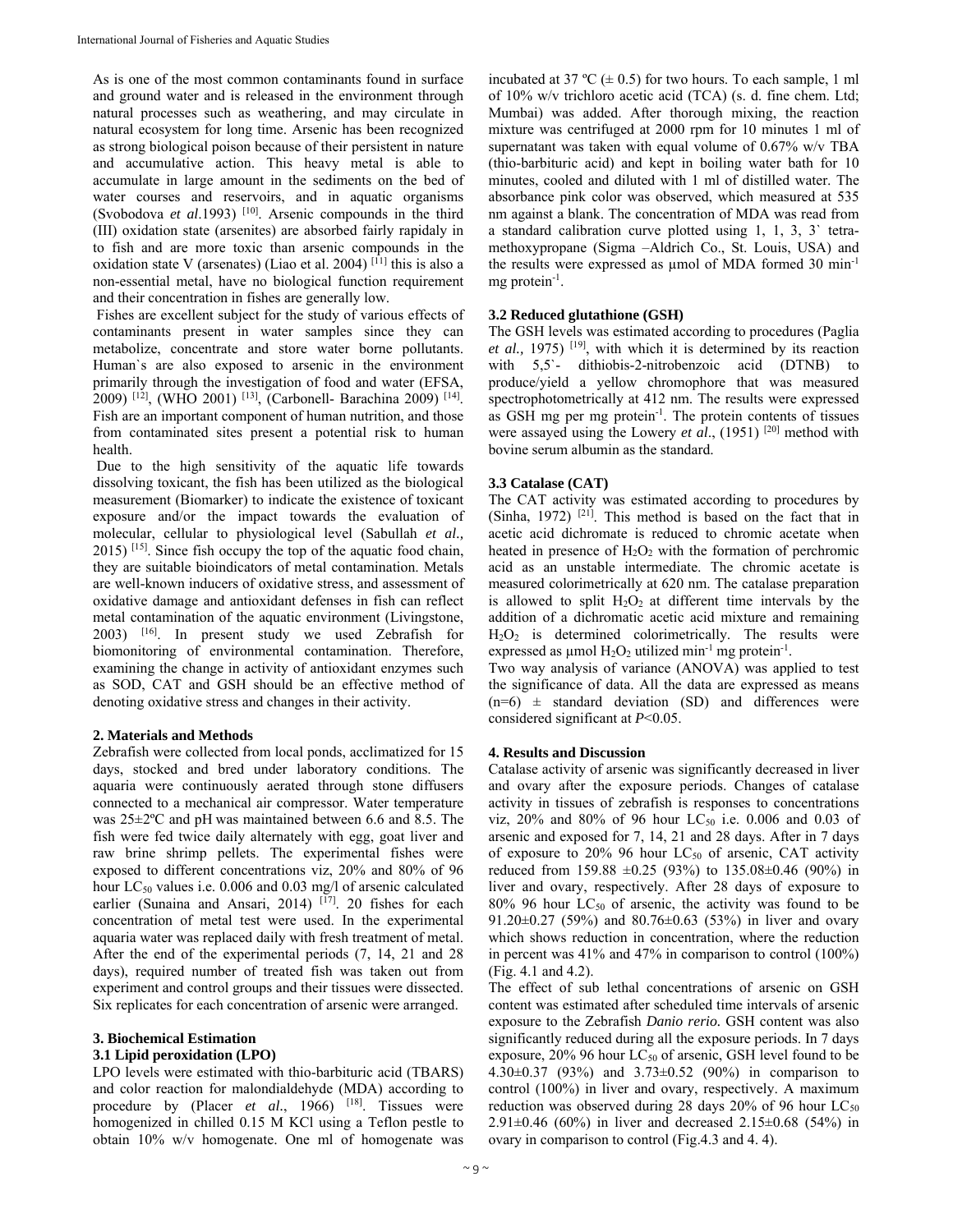As is one of the most common contaminants found in surface and ground water and is released in the environment through natural processes such as weathering, and may circulate in natural ecosystem for long time. Arsenic has been recognized as strong biological poison because of their persistent in nature and accumulative action. This heavy metal is able to accumulate in large amount in the sediments on the bed of water courses and reservoirs, and in aquatic organisms (Svobodova *et al.*1993) [10]. Arsenic compounds in the third (III) oxidation state (arsenites) are absorbed fairly rapidaly in to fish and are more toxic than arsenic compounds in the oxidation state V (arsenates) (Liao et al. 2004) [11] this is also a non-essential metal, have no biological function requirement and their concentration in fishes are generally low.

Fishes are excellent subject for the study of various effects of contaminants present in water samples since they can metabolize, concentrate and store water borne pollutants. Human`s are also exposed to arsenic in the environment primarily through the investigation of food and water (EFSA, 2009) [12], (WHO 2001) [13], (Carbonell- Barachina 2009) [14]. Fish are an important component of human nutrition, and those from contaminated sites present a potential risk to human health.

Due to the high sensitivity of the aquatic life towards dissolving toxicant, the fish has been utilized as the biological measurement (Biomarker) to indicate the existence of toxicant exposure and/or the impact towards the evaluation of molecular, cellular to physiological level (Sabullah *et al.,* 2015) [15]. Since fish occupy the top of the aquatic food chain, they are suitable bioindicators of metal contamination. Metals are well-known inducers of oxidative stress, and assessment of oxidative damage and antioxidant defenses in fish can reflect metal contamination of the aquatic environment (Livingstone, 2003) [16]. In present study we used Zebrafish for biomonitoring of environmental contamination. Therefore, examining the change in activity of antioxidant enzymes such as SOD, CAT and GSH should be an effective method of denoting oxidative stress and changes in their activity.

## 2. Materials and Methods

Zebrafish were collected from local ponds, acclimatized for 15 days, stocked and bred under laboratory conditions. The aquaria were continuously aerated through stone diffusers connected to a mechanical air compressor. Water temperature was 25±2ºC and pH was maintained between 6.6 and 8.5. The fish were fed twice daily alternately with egg, goat liver and raw brine shrimp pellets. The experimental fishes were exposed to different concentrations viz, 20% and 80% of 96 hour $LC_{50}$ values i.e. 0.006 and 0.03 mg/l of arsenic calculated earlier (Sunaina and Ansari, 2014) [17]. 20 fishes for each concentration of metal test were used. In the experimental aquaria water was replaced daily with fresh treatment of metal. After the end of the experimental periods (7, 14, 21 and 28 days), required number of treated fish was taken out from experiment and control groups and their tissues were dissected. Six replicates for each concentration of arsenic were arranged.

## 3. Biochemical Estimation

### 3.1 Lipid peroxidation (LPO)

LPO levels were estimated with thio-barbituric acid (TBARS) and color reaction for malondialdehyde (MDA) according to procedure by (Placer *et al.*, 1966) [18]. Tissues were homogenized in chilled 0.15 M KCl using a Teflon pestle to obtain 10% w/v homogenate. One ml of homogenate was incubated at 37 ºC (± 0.5) for two hours. To each sample, 1 ml of 10% w/v trichloro acetic acid (TCA) (s. d. fine chem. Ltd; Mumbai) was added. After thorough mixing, the reaction mixture was centrifuged at 2000 rpm for 10 minutes 1 ml of supernatant was taken with equal volume of 0.67% w/v TBA (thio-barbituric acid) and kept in boiling water bath for 10 minutes, cooled and diluted with 1 ml of distilled water. The absorbance pink color was observed, which measured at 535 nm against a blank. The concentration of MDA was read from a standard calibration curve plotted using 1, 1, 3, 3` tetra-methoxypropane (Sigma –Aldrich Co., St. Louis, USA) and the results were expressed as µmol of MDA formed 30 $min^{-1}$ mg $protein^{-1}$.

### 3.2 Reduced glutathione (GSH)

The GSH levels was estimated according to procedures (Paglia *et al.,* 1975) [19], with which it is determined by its reaction with 5,5`- dithiobis-2-nitrobenzoic acid (DTNB) to produce/yield a yellow chromophore that was measured spectrophotometrically at 412 nm. The results were expressed as GSH mg per mg $protein^{-1}$. The protein contents of tissues were assayed using the Lowery *et al*., (1951) [20] method with bovine serum albumin as the standard.

### 3.3 Catalase (CAT)

The CAT activity was estimated according to procedures by (Sinha, 1972) [21]. This method is based on the fact that in acetic acid dichromate is reduced to chromic acetate when heated in presence of $H_2O_2$ with the formation of perchromic acid as an unstable intermediate. The chromic acetate is measured colorimetrically at 620 nm. The catalase preparation is allowed to split $H_2O_2$ at different time intervals by the addition of a dichromatic acetic acid mixture and remaining $H_2O_2$ is determined colorimetrically. The results were expressed as µmol $H_2O_2$ utilized $min^{-1}$ mg $protein^{-1}$.

Two way analysis of variance (ANOVA) was applied to test the significance of data. All the data are expressed as means (n=6) ± standard deviation (SD) and differences were considered significant at $P<0.05$.

## 4. Results and Discussion

Catalase activity of arsenic was significantly decreased in liver and ovary after the exposure periods. Changes of catalase activity in tissues of zebrafish is responses to concentrations viz, 20% and 80% of 96 hour $LC_{50}$ i.e. 0.006 and 0.03 of arsenic and exposed for 7, 14, 21 and 28 days. After in 7 days of exposure to 20% 96 hour $LC_{50}$ of arsenic, CAT activity reduced from 159.88 ±0.25 (93%) to 135.08±0.46 (90%) in liver and ovary, respectively. After 28 days of exposure to 80% 96 hour $LC_{50}$ of arsenic, the activity was found to be 91.20±0.27 (59%) and 80.76±0.63 (53%) in liver and ovary which shows reduction in concentration, where the reduction in percent was 41% and 47% in comparison to control (100%) (Fig. 4.1 and 4.2).

The effect of sub lethal concentrations of arsenic on GSH content was estimated after scheduled time intervals of arsenic exposure to the Zebrafish *Danio rerio.* GSH content was also significantly reduced during all the exposure periods. In 7 days exposure, 20% 96 hour $LC_{50}$ of arsenic, GSH level found to be 4.30±0.37 (93%) and 3.73±0.52 (90%) in comparison to control (100%) in liver and ovary, respectively. A maximum reduction was observed during 28 days 20% of 96 hour $LC_{50}$ 2.91±0.46 (60%) in liver and decreased 2.15±0.68 (54%) in ovary in comparison to control (Fig.4.3 and 4. 4).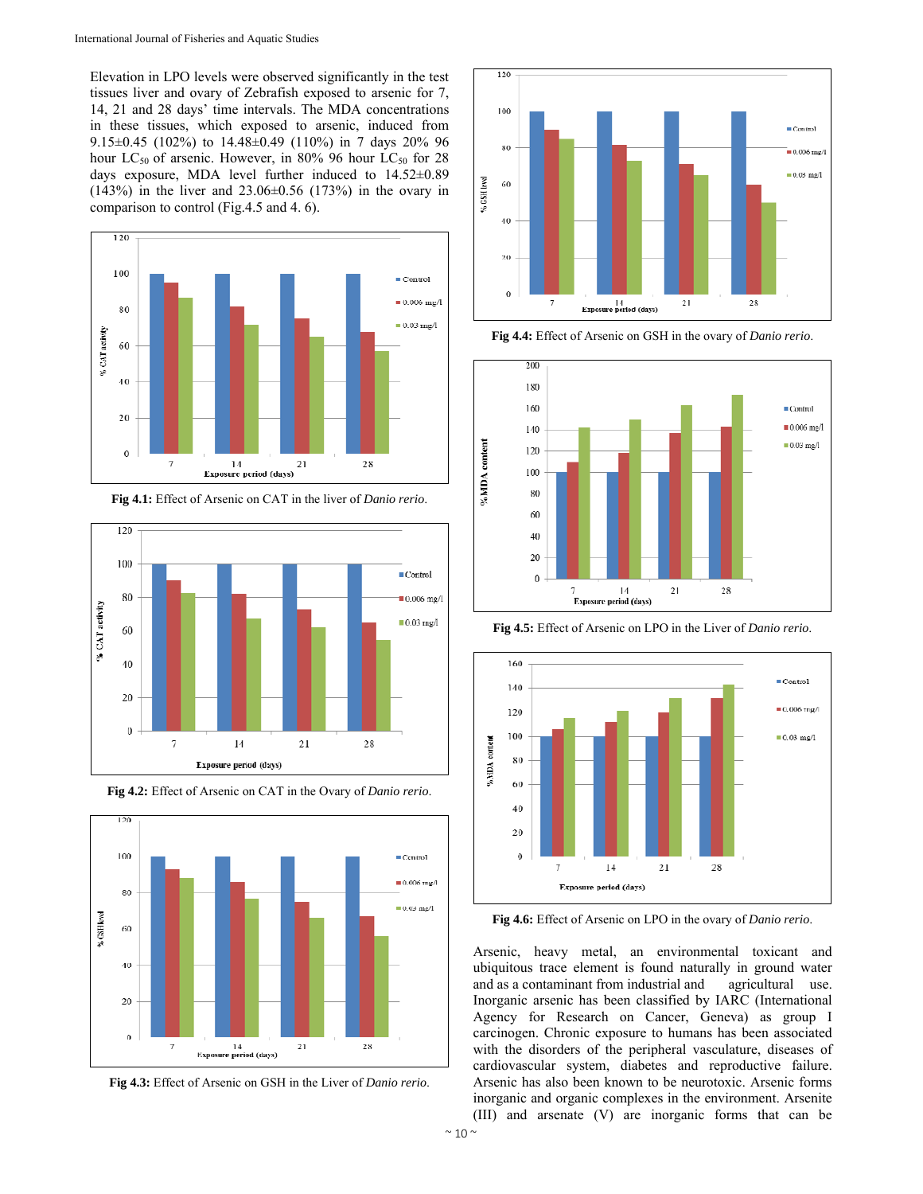Elevation in LPO levels were observed significantly in the test tissues liver and ovary of Zebrafish exposed to arsenic for 7, 14, 21 and 28 days' time intervals. The MDA concentrations in these tissues, which exposed to arsenic, induced from 9.15±0.45 (102%) to 14.48±0.49 (110%) in 7 days 20% 96 hour $LC_{50}$ of arsenic. However, in 80% 96 hour $LC_{50}$ for 28 days exposure, MDA level further induced to 14.52±0.89 (143%) in the liver and 23.06±0.56 (173%) in the ovary in comparison to control (Fig.4.5 and 4. 6).

**Fig 4.1:** Effect of Arsenic on CAT in the liver of *Danio rerio*.

**Fig 4.2:** Effect of Arsenic on CAT in the Ovary of *Danio rerio*.

**Fig 4.3:** Effect of Arsenic on GSH in the Liver of *Danio rerio*.

**Fig 4.4:** Effect of Arsenic on GSH in the ovary of *Danio rerio*.

**Fig 4.5:** Effect of Arsenic on LPO in the Liver of *Danio rerio*.

**Fig 4.6:** Effect of Arsenic on LPO in the ovary of *Danio rerio*.

Arsenic, heavy metal, an environmental toxicant and ubiquitous trace element is found naturally in ground water and as a contaminant from industrial and agricultural use. Inorganic arsenic has been classified by IARC (International Agency for Research on Cancer, Geneva) as group I carcinogen. Chronic exposure to humans has been associated with the disorders of the peripheral vasculature, diseases of cardiovascular system, diabetes and reproductive failure. Arsenic has also been known to be neurotoxic. Arsenic forms inorganic and organic complexes in the environment. Arsenite (III) and arsenate (V) are inorganic forms that can be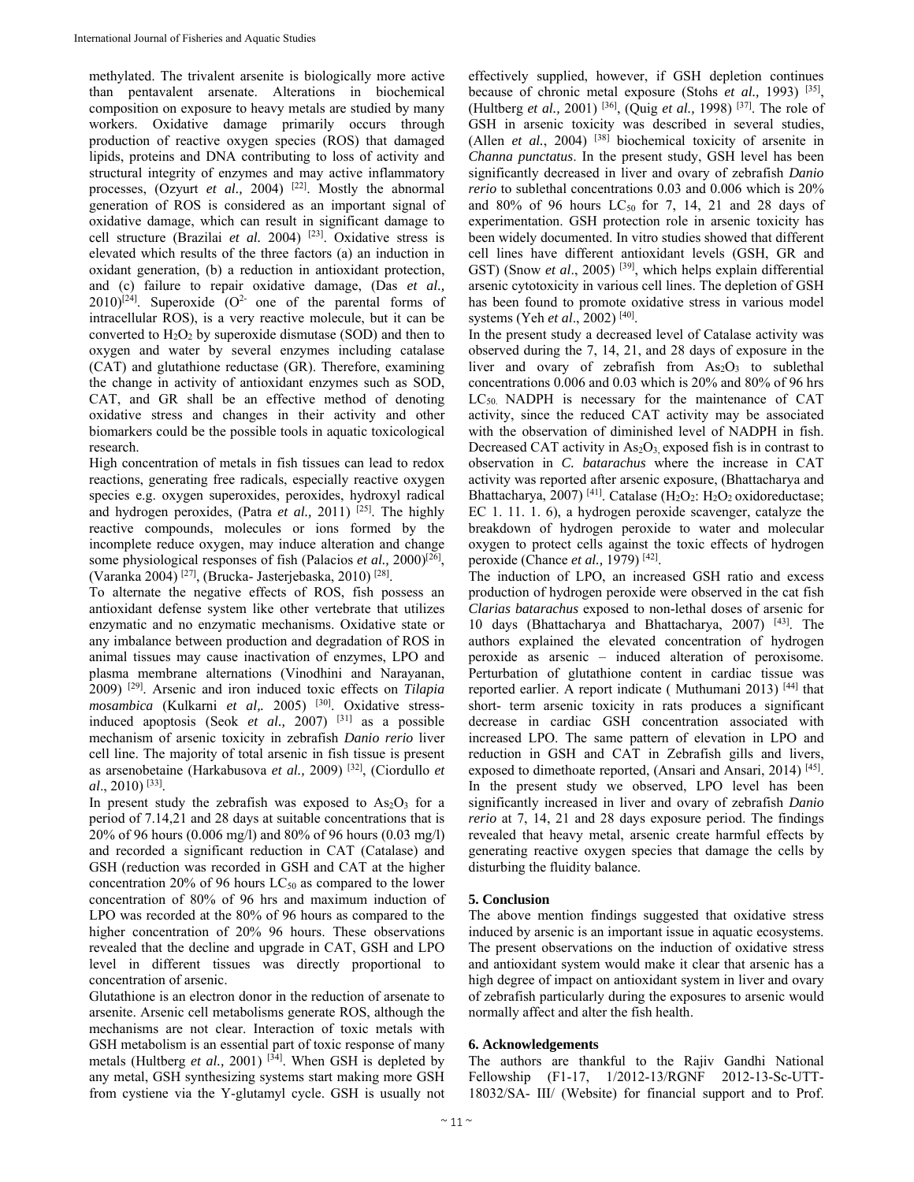methylated. The trivalent arsenite is biologically more active than pentavalent arsenate. Alterations in biochemical composition on exposure to heavy metals are studied by many workers. Oxidative damage primarily occurs through production of reactive oxygen species (ROS) that damaged lipids, proteins and DNA contributing to loss of activity and structural integrity of enzymes and may active inflammatory processes, (Ozyurt *et al.,* 2004) [22]. Mostly the abnormal generation of ROS is considered as an important signal of oxidative damage, which can result in significant damage to cell structure (Brazilai *et al.* 2004) [23]. Oxidative stress is elevated which results of the three factors (a) an induction in oxidant generation, (b) a reduction in antioxidant protection, and (c) failure to repair oxidative damage, (Das *et al.,* 2010)[24]. Superoxide ($O^{2-}$ one of the parental forms of intracellular ROS), is a very reactive molecule, but it can be converted to $H_2O_2$ by superoxide dismutase (SOD) and then to oxygen and water by several enzymes including catalase (CAT) and glutathione reductase (GR). Therefore, examining the change in activity of antioxidant enzymes such as SOD, CAT, and GR shall be an effective method of denoting oxidative stress and changes in their activity and other biomarkers could be the possible tools in aquatic toxicological research.

High concentration of metals in fish tissues can lead to redox reactions, generating free radicals, especially reactive oxygen species e.g. oxygen superoxides, peroxides, hydroxyl radical and hydrogen peroxides, (Patra *et al.,* 2011) [25]. The highly reactive compounds, molecules or ions formed by the incomplete reduce oxygen, may induce alteration and change some physiological responses of fish (Palacios *et al.,* 2000)[26], (Varanka 2004) [27], (Brucka- Jasterjebaska, 2010) [28].

To alternate the negative effects of ROS, fish possess an antioxidant defense system like other vertebrate that utilizes enzymatic and no enzymatic mechanisms. Oxidative state or any imbalance between production and degradation of ROS in animal tissues may cause inactivation of enzymes, LPO and plasma membrane alternations (Vinodhini and Narayanan, 2009) [29]. Arsenic and iron induced toxic effects on *Tilapia mosambica* (Kulkarni *et al,.* 2005) [30]. Oxidative stress-induced apoptosis (Seok *et al.,* 2007) [31] as a possible mechanism of arsenic toxicity in zebrafish *Danio rerio* liver cell line. The majority of total arsenic in fish tissue is present as arsenobetaine (Harkabusova *et al.,* 2009) [32], (Ciordullo *et al*., 2010) [33].

In present study the zebrafish was exposed to $As_2O_3$ for a period of 7.14,21 and 28 days at suitable concentrations that is 20% of 96 hours (0.006 mg/l) and 80% of 96 hours (0.03 mg/l) and recorded a significant reduction in CAT (Catalase) and GSH (reduction was recorded in GSH and CAT at the higher concentration 20% of 96 hours $LC_{50}$ as compared to the lower concentration of 80% of 96 hrs and maximum induction of LPO was recorded at the 80% of 96 hours as compared to the higher concentration of 20% 96 hours. These observations revealed that the decline and upgrade in CAT, GSH and LPO level in different tissues was directly proportional to concentration of arsenic.

Glutathione is an electron donor in the reduction of arsenate to arsenite. Arsenic cell metabolisms generate ROS, although the mechanisms are not clear. Interaction of toxic metals with GSH metabolism is an essential part of toxic response of many metals (Hultberg *et al.,* 2001) [34]. When GSH is depleted by any metal, GSH synthesizing systems start making more GSH from cystiene via the Y-glutamyl cycle. GSH is usually not effectively supplied, however, if GSH depletion continues because of chronic metal exposure (Stohs *et al.,* 1993) [35], (Hultberg *et al.,* 2001) [36], (Quig *et al.,* 1998) [37]. The role of GSH in arsenic toxicity was described in several studies, (Allen *et al.*, 2004) [38] biochemical toxicity of arsenite in *Channa punctatus*. In the present study, GSH level has been significantly decreased in liver and ovary of zebrafish *Danio rerio* to sublethal concentrations 0.03 and 0.006 which is 20% and 80% of 96 hours $LC_{50}$ for 7, 14, 21 and 28 days of experimentation. GSH protection role in arsenic toxicity has been widely documented. In vitro studies showed that different cell lines have different antioxidant levels (GSH, GR and GST) (Snow *et al*., 2005) [39], which helps explain differential arsenic cytotoxicity in various cell lines. The depletion of GSH has been found to promote oxidative stress in various model systems (Yeh *et al*., 2002) [40].

In the present study a decreased level of Catalase activity was observed during the 7, 14, 21, and 28 days of exposure in the liver and ovary of zebrafish from $As_2O_3$ to sublethal concentrations 0.006 and 0.03 which is 20% and 80% of 96 hrs $LC_{50}$. NADPH is necessary for the maintenance of CAT activity, since the reduced CAT activity may be associated with the observation of diminished level of NADPH in fish. Decreased CAT activity in $As_2O_3$ exposed fish is in contrast to observation in *C. batarachus* where the increase in CAT activity was reported after arsenic exposure, (Bhattacharya and Bhattacharya, 2007) [41]. Catalase ($H_2O_2$: $H_2O_2$ oxidoreductase; EC 1. 11. 1. 6), a hydrogen peroxide scavenger, catalyze the breakdown of hydrogen peroxide to water and molecular oxygen to protect cells against the toxic effects of hydrogen peroxide (Chance *et al.,* 1979) [42].

The induction of LPO, an increased GSH ratio and excess production of hydrogen peroxide were observed in the cat fish *Clarias batarachus* exposed to non-lethal doses of arsenic for 10 days (Bhattacharya and Bhattacharya, 2007) [43]. The authors explained the elevated concentration of hydrogen peroxide as arsenic – induced alteration of peroxisome. Perturbation of glutathione content in cardiac tissue was reported earlier. A report indicate ( Muthumani 2013) [44] that short- term arsenic toxicity in rats produces a significant decrease in cardiac GSH concentration associated with increased LPO. The same pattern of elevation in LPO and reduction in GSH and CAT in Zebrafish gills and livers, exposed to dimethoate reported, (Ansari and Ansari, 2014) [45]. In the present study we observed, LPO level has been significantly increased in liver and ovary of zebrafish *Danio rerio* at 7, 14, 21 and 28 days exposure period. The findings revealed that heavy metal, arsenic create harmful effects by generating reactive oxygen species that damage the cells by disturbing the fluidity balance.

## 5. Conclusion

The above mention findings suggested that oxidative stress induced by arsenic is an important issue in aquatic ecosystems. The present observations on the induction of oxidative stress and antioxidant system would make it clear that arsenic has a high degree of impact on antioxidant system in liver and ovary of zebrafish particularly during the exposures to arsenic would normally affect and alter the fish health.

## 6. Acknowledgements

The authors are thankful to the Rajiv Gandhi National Fellowship (F1-17, 1/2012-13/RGNF 2012-13-Sc-UTT-18032/SA- III/ (Website) for financial support and to Prof.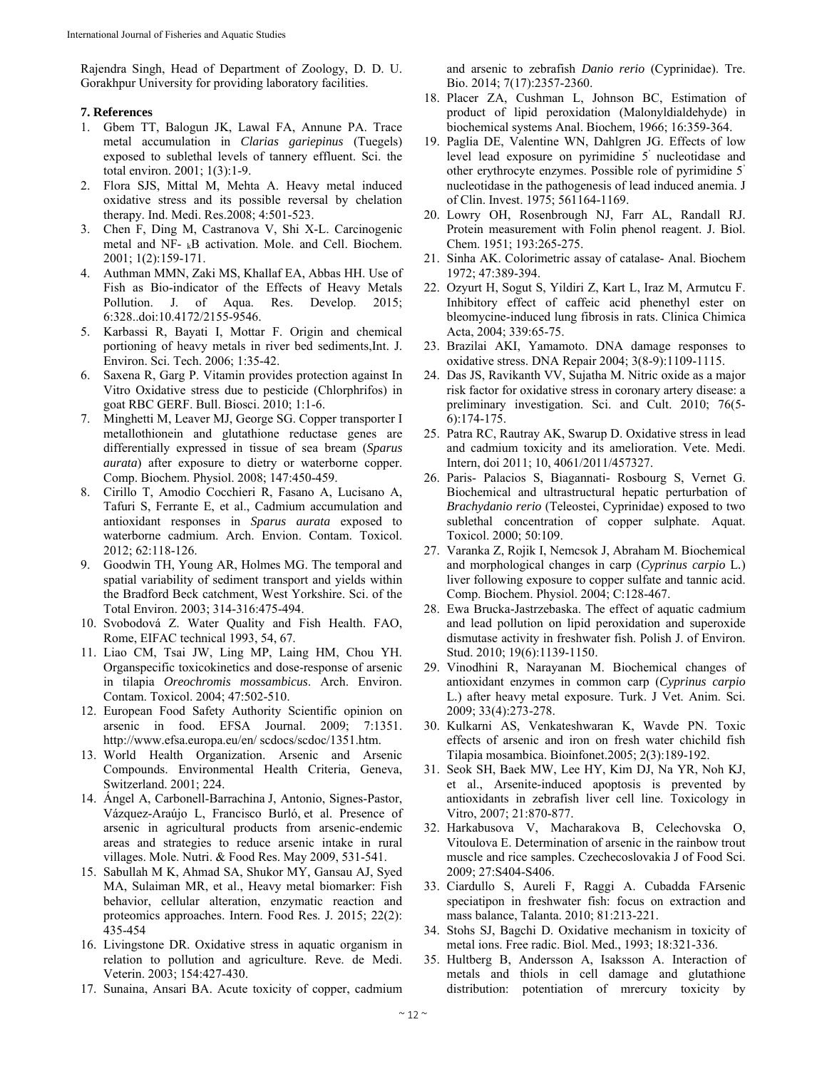Rajendra Singh, Head of Department of Zoology, D. D. U. Gorakhpur University for providing laboratory facilities.

## 7. References

1. Gbem TT, Balogun JK, Lawal FA, Annune PA. Trace metal accumulation in *Clarias gariepinus* (Tuegels) exposed to sublethal levels of tannery effluent. Sci. the total environ. 2001; 1(3):1-9.
2. Flora SJS, Mittal M, Mehta A. Heavy metal induced oxidative stress and its possible reversal by chelation therapy. Ind. Medi. Res.2008; 4:501-523.
3. Chen F, Ding M, Castranova V, Shi X-L. Carcinogenic metal and NF- $_{k}$B activation. Mole. and Cell. Biochem. 2001; 1(2):159-171.
4. Authman MMN, Zaki MS, Khallaf EA, Abbas HH. Use of Fish as Bio-indicator of the Effects of Heavy Metals Pollution. J. of Aqua. Res. Develop. 2015; 6:328..doi:10.4172/2155-9546.
5. Karbassi R, Bayati I, Mottar F. Origin and chemical portioning of heavy metals in river bed sediments,Int. J. Environ. Sci. Tech. 2006; 1:35-42.
6. Saxena R, Garg P. Vitamin provides protection against In Vitro Oxidative stress due to pesticide (Chlorphrifos) in goat RBC GERF. Bull. Biosci. 2010; 1:1-6.
7. Minghetti M, Leaver MJ, George SG. Copper transporter I metallothionein and glutathione reductase genes are differentially expressed in tissue of sea bream (*Sparus aurata*) after exposure to dietry or waterborne copper. Comp. Biochem. Physiol. 2008; 147:450-459.
8. Cirillo T, Amodio Cocchieri R, Fasano A, Lucisano A, Tafuri S, Ferrante E, et al., Cadmium accumulation and antioxidant responses in *Sparus aurata* exposed to waterborne cadmium. Arch. Envion. Contam. Toxicol. 2012; 62:118-126.
9. Goodwin TH, Young AR, Holmes MG. The temporal and spatial variability of sediment transport and yields within the Bradford Beck catchment, West Yorkshire. Sci. of the Total Environ. 2003; 314-316:475-494.
10. Svobodová Z. Water Quality and Fish Health. FAO, Rome, EIFAC technical 1993, 54, 67.
11. Liao CM, Tsai JW, Ling MP, Laing HM, Chou YH. Organspecific toxicokinetics and dose-response of arsenic in tilapia *Oreochromis mossambicus*. Arch. Environ. Contam. Toxicol. 2004; 47:502-510.
12. European Food Safety Authority Scientific opinion on arsenic in food. EFSA Journal. 2009; 7:1351. http://www.efsa.europa.eu/en/ scdocs/scdoc/1351.htm.
13. World Health Organization. Arsenic and Arsenic Compounds. Environmental Health Criteria, Geneva, Switzerland. 2001; 224.
14. Ángel A, Carbonell-Barrachina J, Antonio, Signes-Pastor, Vázquez-Araújo L, Francisco Burló, et al. Presence of arsenic in agricultural products from arsenic-endemic areas and strategies to reduce arsenic intake in rural villages. Mole. Nutri. & Food Res. May 2009, 531-541.
15. Sabullah M K, Ahmad SA, Shukor MY, Gansau AJ, Syed MA, Sulaiman MR, et al., Heavy metal biomarker: Fish behavior, cellular alteration, enzymatic reaction and proteomics approaches. Intern. Food Res. J. 2015; 22(2): 435-454
16. Livingstone DR. Oxidative stress in aquatic organism in relation to pollution and agriculture. Reve. de Medi. Veterin. 2003; 154:427-430.
17. Sunaina, Ansari BA. Acute toxicity of copper, cadmium and arsenic to zebrafish *Danio rerio* (Cyprinidae). Tre. Bio. 2014; 7(17):2357-2360.
18. Placer ZA, Cushman L, Johnson BC, Estimation of product of lipid peroxidation (Malonyldialdehyde) in biochemical systems Anal. Biochem, 1966; 16:359-364.
19. Paglia DE, Valentine WN, Dahlgren JG. Effects of low level lead exposure on pyrimidine 5' nucleotidase and other erythrocyte enzymes. Possible role of pyrimidine 5' nucleotidase in the pathogenesis of lead induced anemia. J of Clin. Invest. 1975; 561164-1169.
20. Lowry OH, Rosenbrough NJ, Farr AL, Randall RJ. Protein measurement with Folin phenol reagent. J. Biol. Chem. 1951; 193:265-275.
21. Sinha AK. Colorimetric assay of catalase- Anal. Biochem 1972; 47:389-394.
22. Ozyurt H, Sogut S, Yildiri Z, Kart L, Iraz M, Armutcu F. Inhibitory effect of caffeic acid phenethyl ester on bleomycine-induced lung fibrosis in rats. Clinica Chimica Acta, 2004; 339:65-75.
23. Brazilai AKI, Yamamoto. DNA damage responses to oxidative stress. DNA Repair 2004; 3(8-9):1109-1115.
24. Das JS, Ravikanth VV, Sujatha M. Nitric oxide as a major risk factor for oxidative stress in coronary artery disease: a preliminary investigation. Sci. and Cult. 2010; 76(5-6):174-175.
25. Patra RC, Rautray AK, Swarup D. Oxidative stress in lead and cadmium toxicity and its amelioration. Vete. Medi. Intern, doi 2011; 10, 4061/2011/457327.
26. Paris- Palacios S, Biagannati- Rosbourg S, Vernet G. Biochemical and ultrastructural hepatic perturbation of *Brachydanio rerio* (Teleostei, Cyprinidae) exposed to two sublethal concentration of copper sulphate. Aquat. Toxicol. 2000; 50:109.
27. Varanka Z, Rojik I, Nemcsok J, Abraham M. Biochemical and morphological changes in carp (*Cyprinus carpio* L.) liver following exposure to copper sulfate and tannic acid. Comp. Biochem. Physiol. 2004; C:128-467.
28. Ewa Brucka-Jastrzebaska. The effect of aquatic cadmium and lead pollution on lipid peroxidation and superoxide dismutase activity in freshwater fish. Polish J. of Environ. Stud. 2010; 19(6):1139-1150.
29. Vinodhini R, Narayanan M. Biochemical changes of antioxidant enzymes in common carp (*Cyprinus carpio* L.) after heavy metal exposure. Turk. J Vet. Anim. Sci. 2009; 33(4):273-278.
30. Kulkarni AS, Venkateshwaran K, Wavde PN. Toxic effects of arsenic and iron on fresh water chichild fish Tilapia mosambica. Bioinfonet.2005; 2(3):189-192.
31. Seok SH, Baek MW, Lee HY, Kim DJ, Na YR, Noh KJ, et al., Arsenite-induced apoptosis is prevented by antioxidants in zebrafish liver cell line. Toxicology in Vitro, 2007; 21:870-877.
32. Harkabusova V, Macharakova B, Celechovska O, Vitoulova E. Determination of arsenic in the rainbow trout muscle and rice samples. Czechecoslovakia J of Food Sci. 2009; 27:S404-S406.
33. Ciardullo S, Aureli F, Raggi A. Cubadda FArsenic speciatipon in freshwater fish: focus on extraction and mass balance, Talanta. 2010; 81:213-221.
34. Stohs SJ, Bagchi D. Oxidative mechanism in toxicity of metal ions. Free radic. Biol. Med., 1993; 18:321-336.
35. Hultberg B, Andersson A, Isaksson A. Interaction of metals and thiols in cell damage and glutathione distribution: potentiation of mrercury toxicity by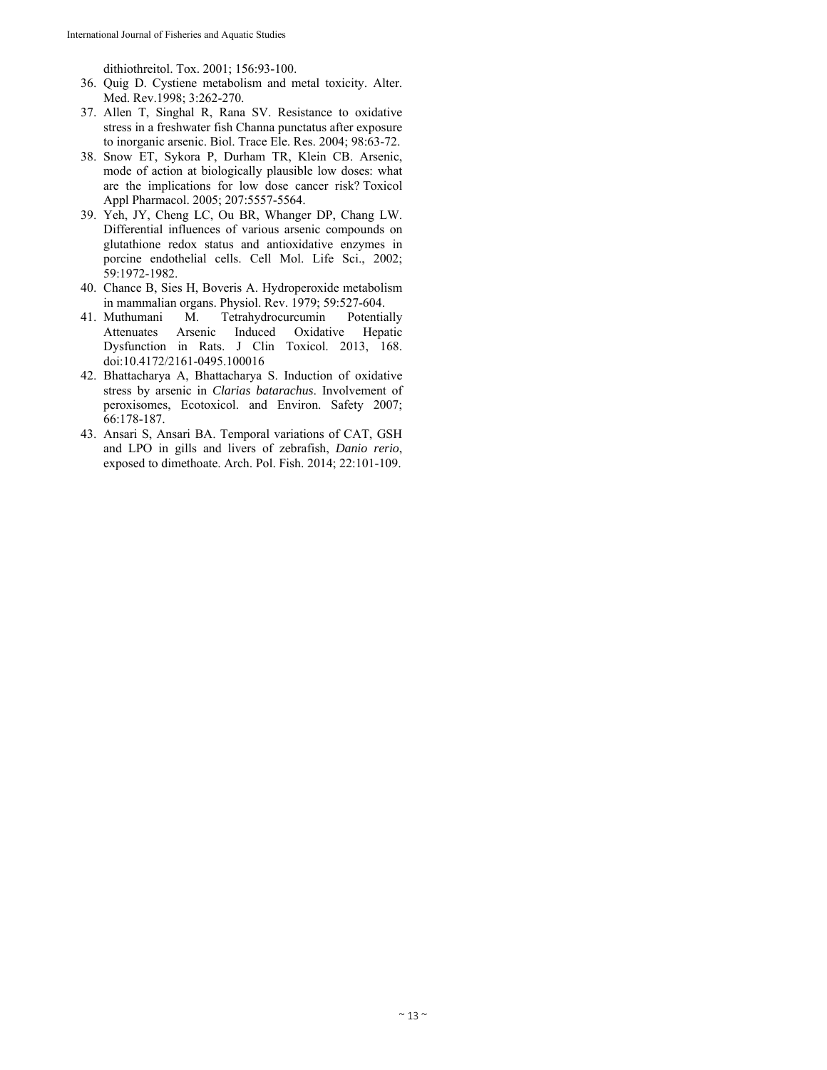dithiothreitol. Tox. 2001; 156:93-100.

36. Quig D. Cystiene metabolism and metal toxicity. Alter. Med. Rev.1998; 3:262-270.
37. Allen T, Singhal R, Rana SV. Resistance to oxidative stress in a freshwater fish Channa punctatus after exposure to inorganic arsenic. Biol. Trace Ele. Res. 2004; 98:63-72.
38. Snow ET, Sykora P, Durham TR, Klein CB. Arsenic, mode of action at biologically plausible low doses: what are the implications for low dose cancer risk? Toxicol Appl Pharmacol. 2005; 207:5557-5564.
39. Yeh, JY, Cheng LC, Ou BR, Whanger DP, Chang LW. Differential influences of various arsenic compounds on glutathione redox status and antioxidative enzymes in porcine endothelial cells. Cell Mol. Life Sci., 2002; 59:1972-1982.
40. Chance B, Sies H, Boveris A. Hydroperoxide metabolism in mammalian organs. Physiol. Rev. 1979; 59:527-604.
41. Muthumani M. Tetrahydrocurcumin Potentially Attenuates Arsenic Induced Oxidative Hepatic Dysfunction in Rats. J Clin Toxicol. 2013, 168. doi:10.4172/2161-0495.100016
42. Bhattacharya A, Bhattacharya S. Induction of oxidative stress by arsenic in *Clarias batarachus*. Involvement of peroxisomes, Ecotoxicol. and Environ. Safety 2007; 66:178-187.
43. Ansari S, Ansari BA. Temporal variations of CAT, GSH and LPO in gills and livers of zebrafish, *Danio rerio*, exposed to dimethoate. Arch. Pol. Fish. 2014; 22:101-109.